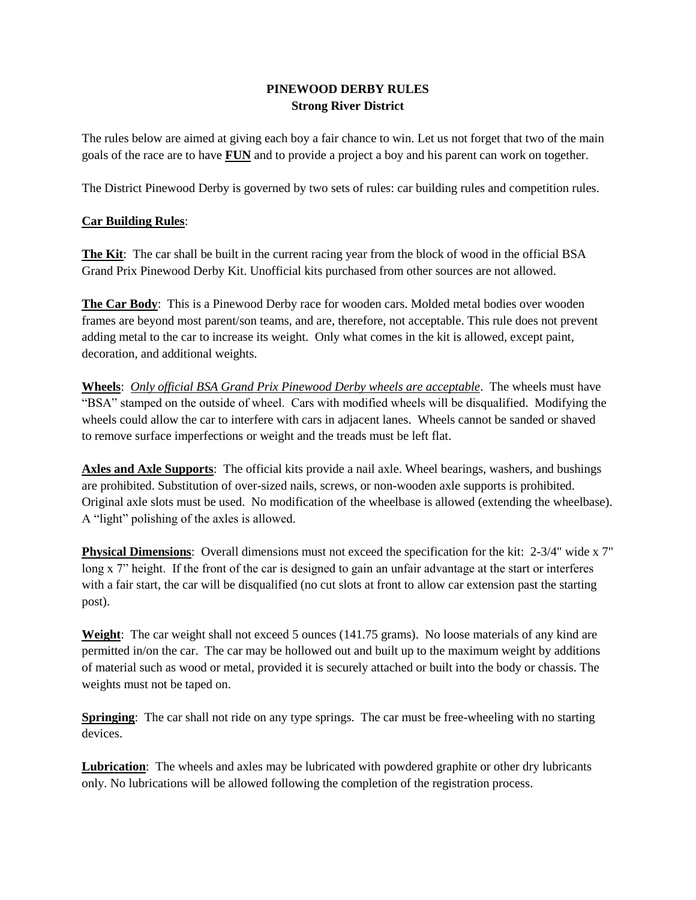# PINEWOOD DERBY RULES
## Strong River District

The rules below are aimed at giving each boy a fair chance to win. Let us not forget that two of the main goals of the race are to have **FUN** and to provide a project a boy and his parent can work on together.

The District Pinewood Derby is governed by two sets of rules: car building rules and competition rules.

### Car Building Rules:

**The Kit**: The car shall be built in the current racing year from the block of wood in the official BSA Grand Prix Pinewood Derby Kit. Unofficial kits purchased from other sources are not allowed.

**The Car Body**: This is a Pinewood Derby race for wooden cars. Molded metal bodies over wooden frames are beyond most parent/son teams, and are, therefore, not acceptable. This rule does not prevent adding metal to the car to increase its weight. Only what comes in the kit is allowed, except paint, decoration, and additional weights.

**Wheels**: *Only official BSA Grand Prix Pinewood Derby wheels are acceptable*. The wheels must have "BSA" stamped on the outside of wheel. Cars with modified wheels will be disqualified. Modifying the wheels could allow the car to interfere with cars in adjacent lanes. Wheels cannot be sanded or shaved to remove surface imperfections or weight and the treads must be left flat.

**Axles and Axle Supports**: The official kits provide a nail axle. Wheel bearings, washers, and bushings are prohibited. Substitution of over-sized nails, screws, or non-wooden axle supports is prohibited. Original axle slots must be used. No modification of the wheelbase is allowed (extending the wheelbase). A "light" polishing of the axles is allowed.

**Physical Dimensions**: Overall dimensions must not exceed the specification for the kit: 2-3/4" wide x 7" long x 7" height. If the front of the car is designed to gain an unfair advantage at the start or interferes with a fair start, the car will be disqualified (no cut slots at front to allow car extension past the starting post).

**Weight**: The car weight shall not exceed 5 ounces (141.75 grams). No loose materials of any kind are permitted in/on the car. The car may be hollowed out and built up to the maximum weight by additions of material such as wood or metal, provided it is securely attached or built into the body or chassis. The weights must not be taped on.

**Springing**: The car shall not ride on any type springs. The car must be free-wheeling with no starting devices.

**Lubrication**: The wheels and axles may be lubricated with powdered graphite or other dry lubricants only. No lubrications will be allowed following the completion of the registration process.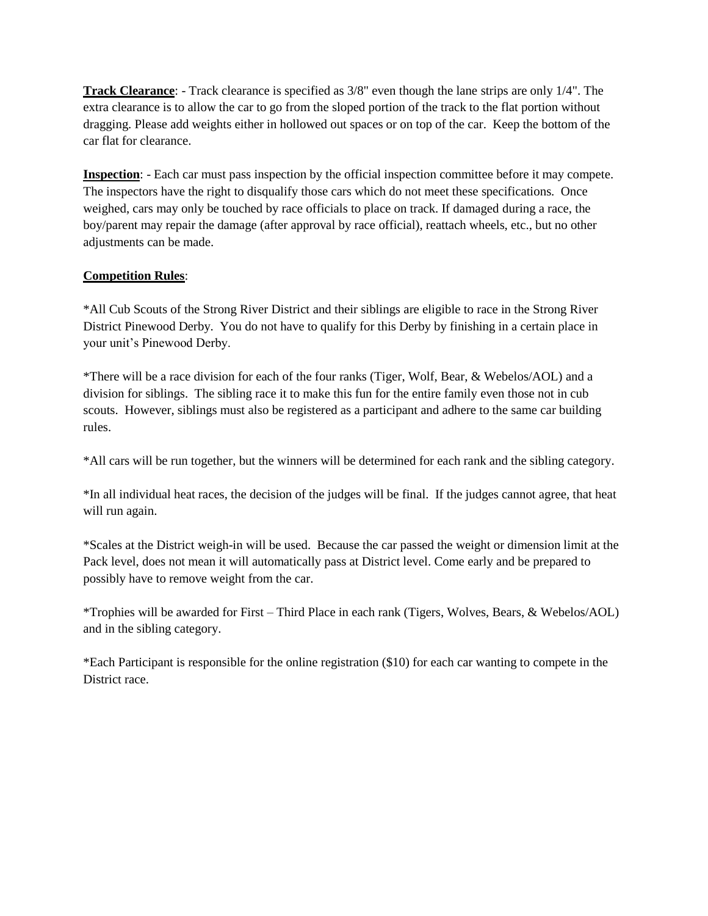**<u>Track Clearance</u>**: - Track clearance is specified as 3/8" even though the lane strips are only 1/4". The extra clearance is to allow the car to go from the sloped portion of the track to the flat portion without dragging. Please add weights either in hollowed out spaces or on top of the car. Keep the bottom of the car flat for clearance.

**<u>Inspection</u>**: - Each car must pass inspection by the official inspection committee before it may compete. The inspectors have the right to disqualify those cars which do not meet these specifications. Once weighed, cars may only be touched by race officials to place on track. If damaged during a race, the boy/parent may repair the damage (after approval by race official), reattach wheels, etc., but no other adjustments can be made.

**<u>Competition Rules</u>**:

*All Cub Scouts of the Strong River District and their siblings are eligible to race in the Strong River District Pinewood Derby. You do not have to qualify for this Derby by finishing in a certain place in your unit's Pinewood Derby.

*There will be a race division for each of the four ranks (Tiger, Wolf, Bear, & Webelos/AOL) and a division for siblings. The sibling race it to make this fun for the entire family even those not in cub scouts. However, siblings must also be registered as a participant and adhere to the same car building rules.

*All cars will be run together, but the winners will be determined for each rank and the sibling category.

*In all individual heat races, the decision of the judges will be final. If the judges cannot agree, that heat will run again.

*Scales at the District weigh-in will be used. Because the car passed the weight or dimension limit at the Pack level, does not mean it will automatically pass at District level. Come early and be prepared to possibly have to remove weight from the car.

*Trophies will be awarded for First – Third Place in each rank (Tigers, Wolves, Bears, & Webelos/AOL) and in the sibling category.

*Each Participant is responsible for the online registration ($10) for each car wanting to compete in the District race.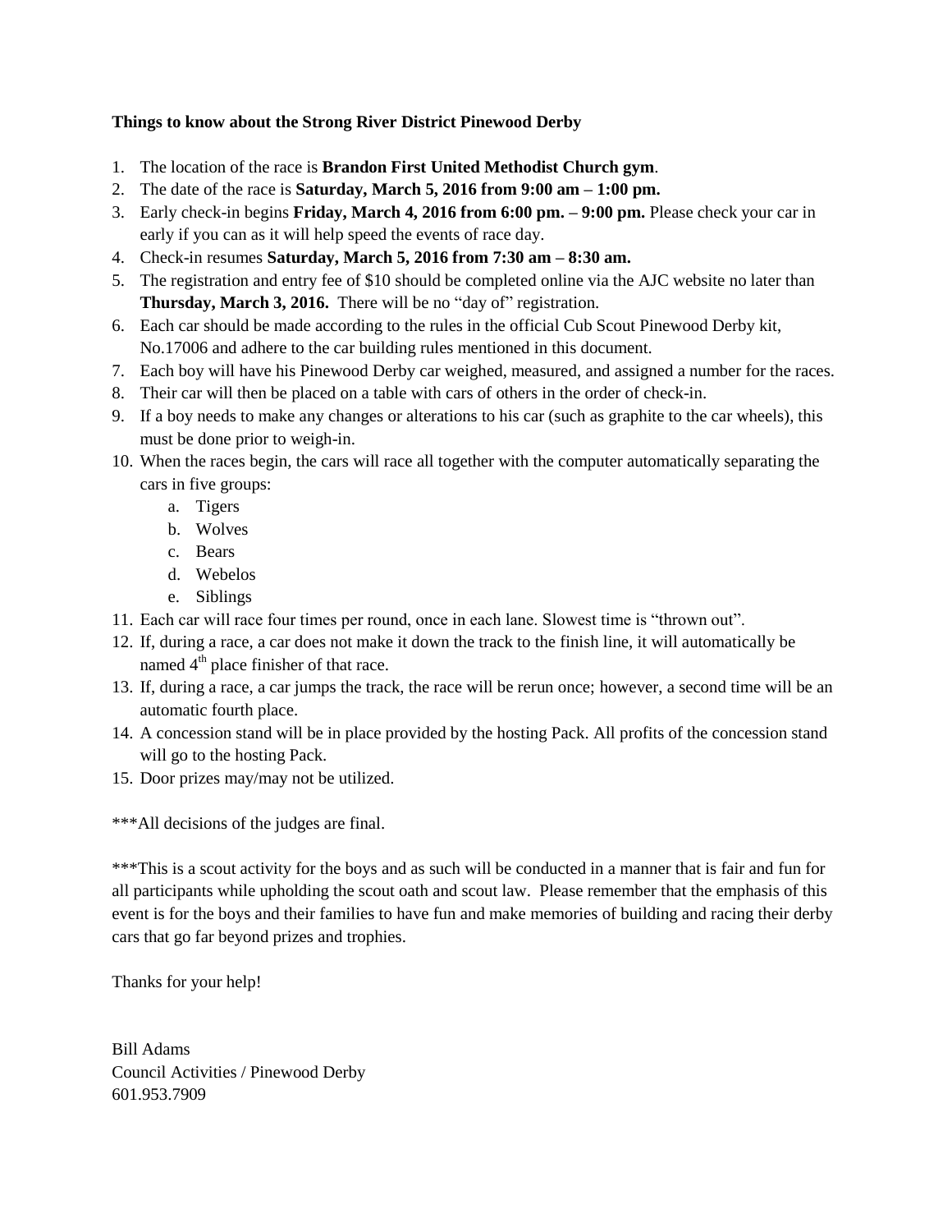**Things to know about the Strong River District Pinewood Derby**

1. The location of the race is **Brandon First United Methodist Church gym**.
2. The date of the race is **Saturday, March 5, 2016 from 9:00 am – 1:00 pm.**
3. Early check-in begins **Friday, March 4, 2016 from 6:00 pm. – 9:00 pm.** Please check your car in early if you can as it will help speed the events of race day.
4. Check-in resumes **Saturday, March 5, 2016 from 7:30 am – 8:30 am.**
5. The registration and entry fee of $10 should be completed online via the AJC website no later than **Thursday, March 3, 2016.** There will be no "day of" registration.
6. Each car should be made according to the rules in the official Cub Scout Pinewood Derby kit, No.17006 and adhere to the car building rules mentioned in this document.
7. Each boy will have his Pinewood Derby car weighed, measured, and assigned a number for the races.
8. Their car will then be placed on a table with cars of others in the order of check-in.
9. If a boy needs to make any changes or alterations to his car (such as graphite to the car wheels), this must be done prior to weigh-in.
10. When the races begin, the cars will race all together with the computer automatically separating the cars in five groups:
    a. Tigers
    b. Wolves
    c. Bears
    d. Webelos
    e. Siblings
11. Each car will race four times per round, once in each lane. Slowest time is "thrown out".
12. If, during a race, a car does not make it down the track to the finish line, it will automatically be named 4th place finisher of that race.
13. If, during a race, a car jumps the track, the race will be rerun once; however, a second time will be an automatic fourth place.
14. A concession stand will be in place provided by the hosting Pack. All profits of the concession stand will go to the hosting Pack.
15. Door prizes may/may not be utilized.

***All decisions of the judges are final.

***This is a scout activity for the boys and as such will be conducted in a manner that is fair and fun for all participants while upholding the scout oath and scout law. Please remember that the emphasis of this event is for the boys and their families to have fun and make memories of building and racing their derby cars that go far beyond prizes and trophies.

Thanks for your help!

Bill Adams
Council Activities / Pinewood Derby
601.953.7909